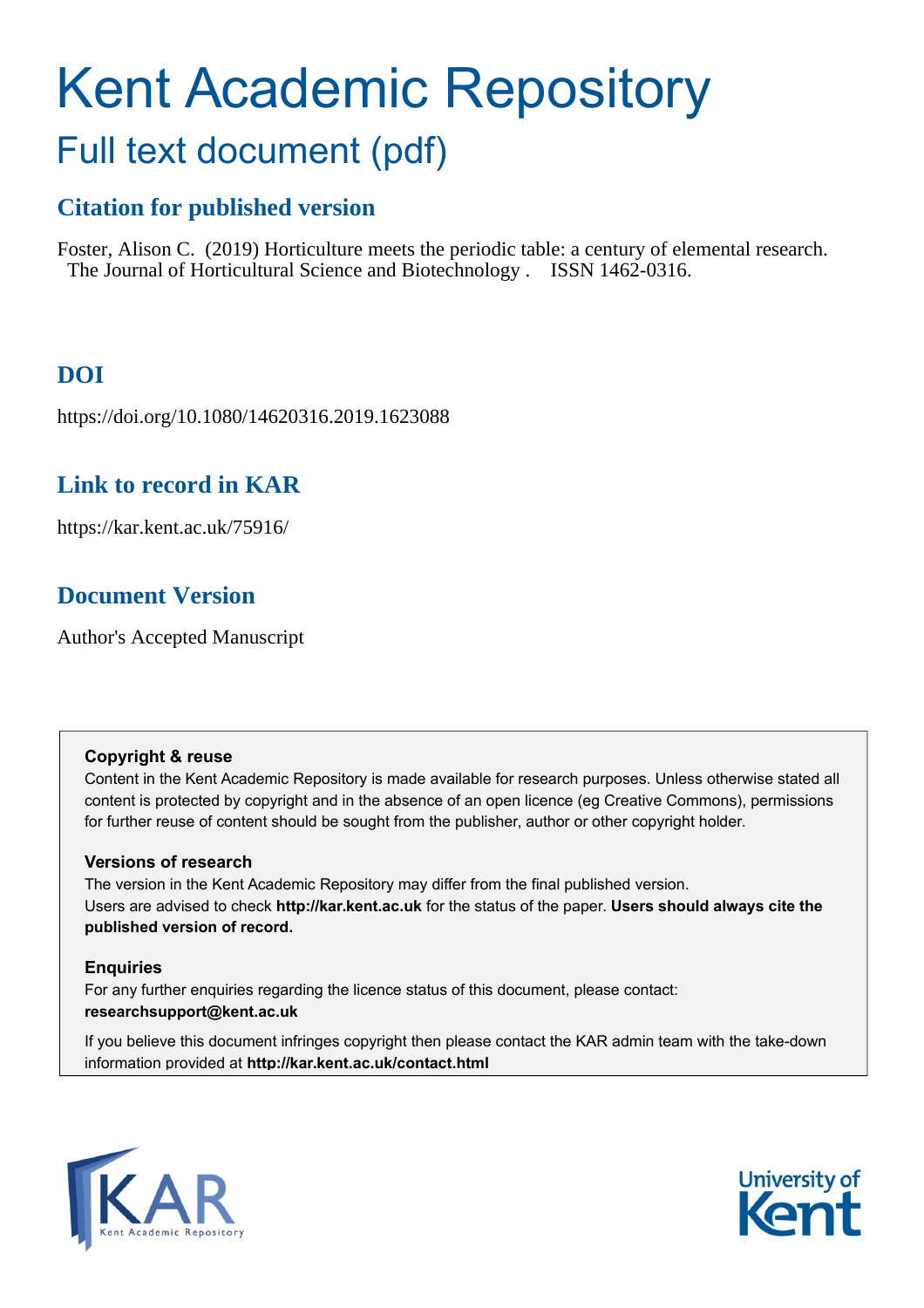# Kent Academic Repository

## Full text document (pdf)

### Citation for published version

Foster, Alison C. (2019) Horticulture meets the periodic table: a century of elemental research. The Journal of Horticultural Science and Biotechnology . ISSN 1462-0316.

### DOI

https://doi.org/10.1080/14620316.2019.1623088

### Link to record in KAR

https://kar.kent.ac.uk/75916/

### Document Version

Author's Accepted Manuscript

**Copyright & reuse**

Content in the Kent Academic Repository is made available for research purposes. Unless otherwise stated all content is protected by copyright and in the absence of an open licence (eg Creative Commons), permissions for further reuse of content should be sought from the publisher, author or other copyright holder.

**Versions of research**

The version in the Kent Academic Repository may differ from the final published version.
Users are advised to check **http://kar.kent.ac.uk** for the status of the paper. **Users should always cite the published version of record.**

**Enquiries**

For any further enquiries regarding the licence status of this document, please contact:
**researchsupport@kent.ac.uk**

If you believe this document infringes copyright then please contact the KAR admin team with the take-down information provided at **http://kar.kent.ac.uk/contact.html**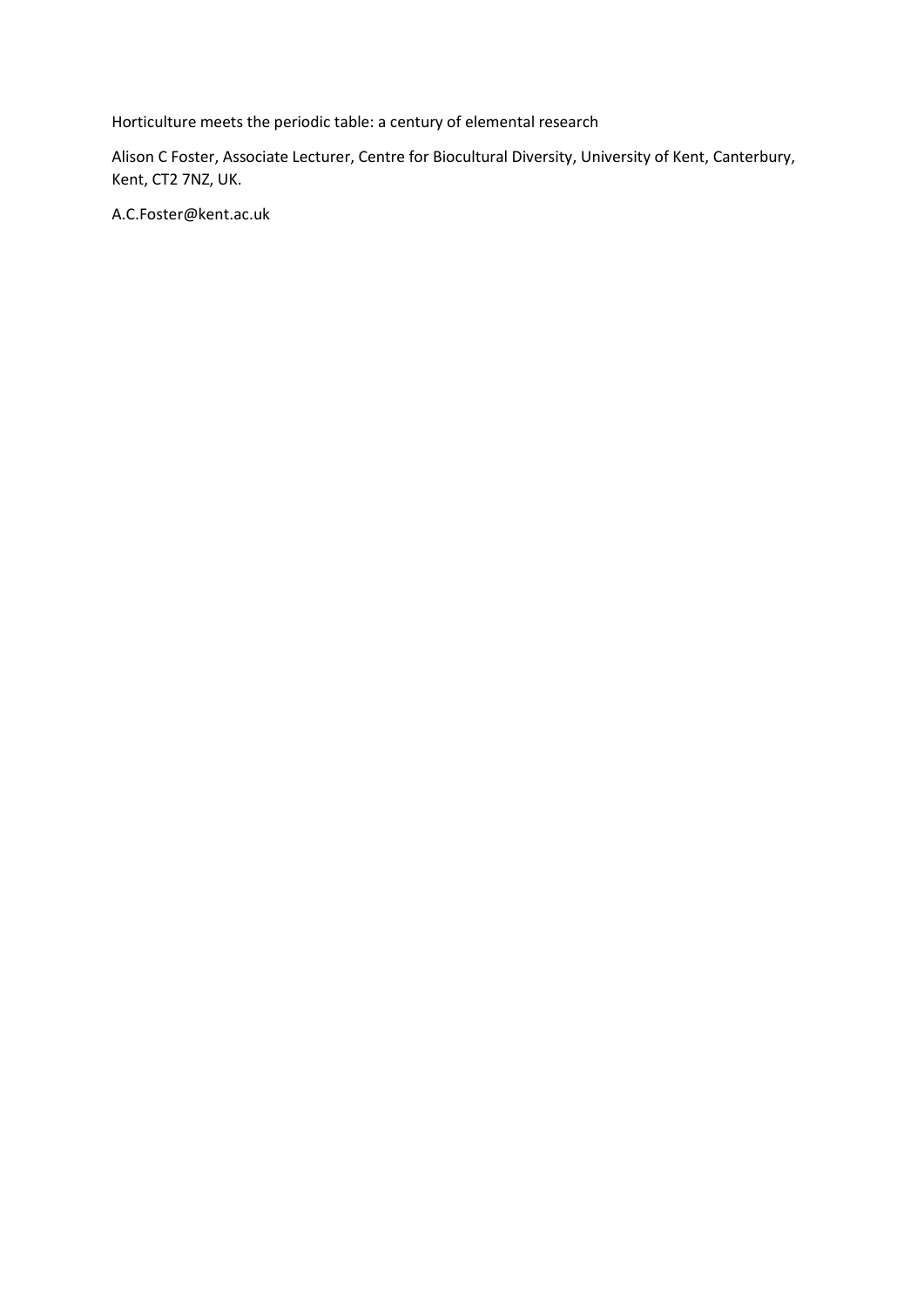Horticulture meets the periodic table: a century of elemental research

Alison C Foster, Associate Lecturer, Centre for Biocultural Diversity, University of Kent, Canterbury, Kent, CT2 7NZ, UK.

A.C.Foster@kent.ac.uk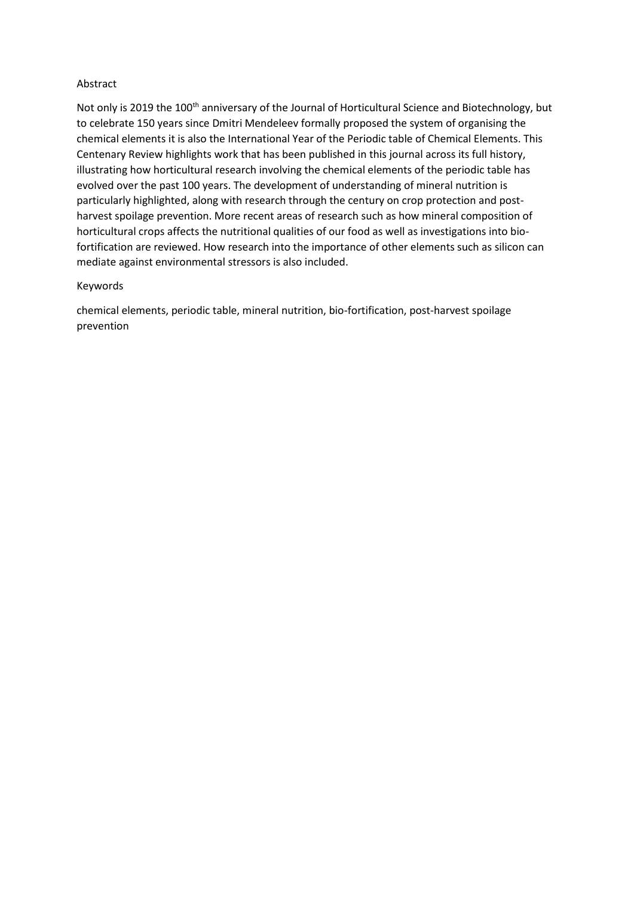## Abstract

Not only is 2019 the 100th anniversary of the Journal of Horticultural Science and Biotechnology, but to celebrate 150 years since Dmitri Mendeleev formally proposed the system of organising the chemical elements it is also the International Year of the Periodic table of Chemical Elements. This Centenary Review highlights work that has been published in this journal across its full history, illustrating how horticultural research involving the chemical elements of the periodic table has evolved over the past 100 years. The development of understanding of mineral nutrition is particularly highlighted, along with research through the century on crop protection and post-harvest spoilage prevention. More recent areas of research such as how mineral composition of horticultural crops affects the nutritional qualities of our food as well as investigations into bio-fortification are reviewed. How research into the importance of other elements such as silicon can mediate against environmental stressors is also included.

## Keywords

chemical elements, periodic table, mineral nutrition, bio-fortification, post-harvest spoilage prevention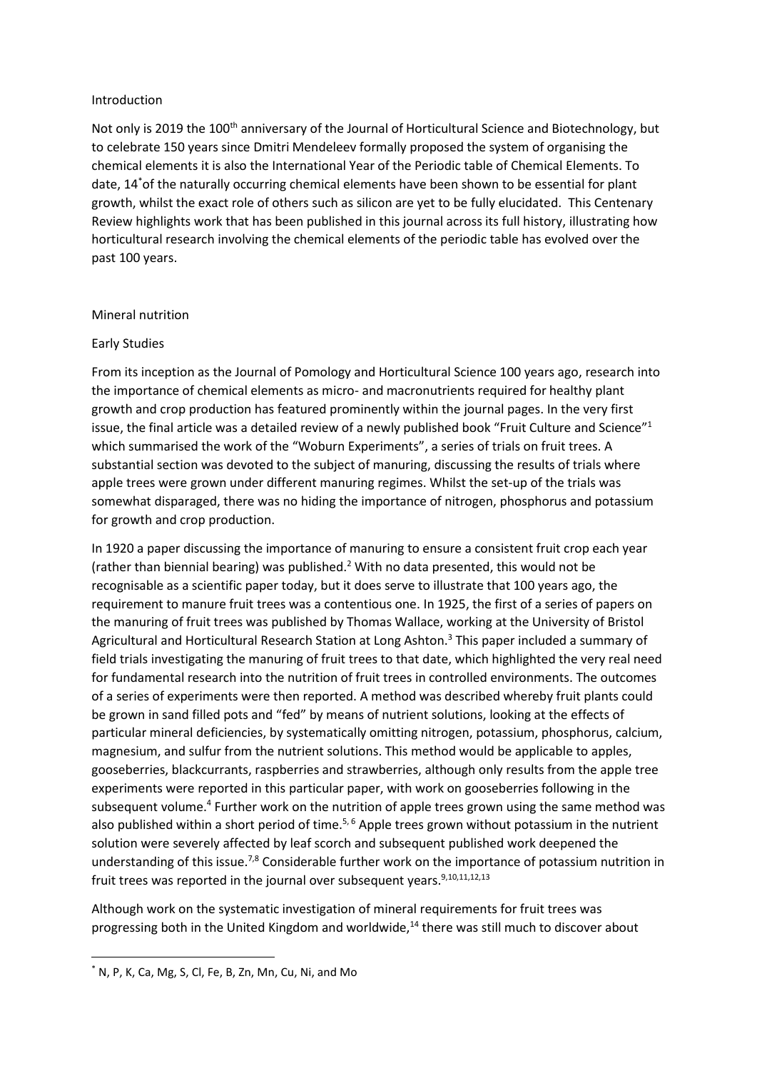## Introduction

Not only is 2019 the 100th anniversary of the Journal of Horticultural Science and Biotechnology, but to celebrate 150 years since Dmitri Mendeleev formally proposed the system of organising the chemical elements it is also the International Year of the Periodic table of Chemical Elements. To date, 14[*] of the naturally occurring chemical elements have been shown to be essential for plant growth, whilst the exact role of others such as silicon are yet to be fully elucidated. This Centenary Review highlights work that has been published in this journal across its full history, illustrating how horticultural research involving the chemical elements of the periodic table has evolved over the past 100 years.

## Mineral nutrition

### Early Studies

From its inception as the Journal of Pomology and Horticultural Science 100 years ago, research into the importance of chemical elements as micro- and macronutrients required for healthy plant growth and crop production has featured prominently within the journal pages. In the very first issue, the final article was a detailed review of a newly published book "Fruit Culture and Science"[1] which summarised the work of the "Woburn Experiments", a series of trials on fruit trees. A substantial section was devoted to the subject of manuring, discussing the results of trials where apple trees were grown under different manuring regimes. Whilst the set-up of the trials was somewhat disparaged, there was no hiding the importance of nitrogen, phosphorus and potassium for growth and crop production.

In 1920 a paper discussing the importance of manuring to ensure a consistent fruit crop each year (rather than biennial bearing) was published.[2] With no data presented, this would not be recognisable as a scientific paper today, but it does serve to illustrate that 100 years ago, the requirement to manure fruit trees was a contentious one. In 1925, the first of a series of papers on the manuring of fruit trees was published by Thomas Wallace, working at the University of Bristol Agricultural and Horticultural Research Station at Long Ashton.[3] This paper included a summary of field trials investigating the manuring of fruit trees to that date, which highlighted the very real need for fundamental research into the nutrition of fruit trees in controlled environments. The outcomes of a series of experiments were then reported. A method was described whereby fruit plants could be grown in sand filled pots and "fed" by means of nutrient solutions, looking at the effects of particular mineral deficiencies, by systematically omitting nitrogen, potassium, phosphorus, calcium, magnesium, and sulfur from the nutrient solutions. This method would be applicable to apples, gooseberries, blackcurrants, raspberries and strawberries, although only results from the apple tree experiments were reported in this particular paper, with work on gooseberries following in the subsequent volume.[4] Further work on the nutrition of apple trees grown using the same method was also published within a short period of time.[5,6] Apple trees grown without potassium in the nutrient solution were severely affected by leaf scorch and subsequent published work deepened the understanding of this issue.[7,8] Considerable further work on the importance of potassium nutrition in fruit trees was reported in the journal over subsequent years.[9,10,11,12,13]

Although work on the systematic investigation of mineral requirements for fruit trees was progressing both in the United Kingdom and worldwide,[14] there was still much to discover about

[*] N, P, K, Ca, Mg, S, Cl, Fe, B, Zn, Mn, Cu, Ni, and Mo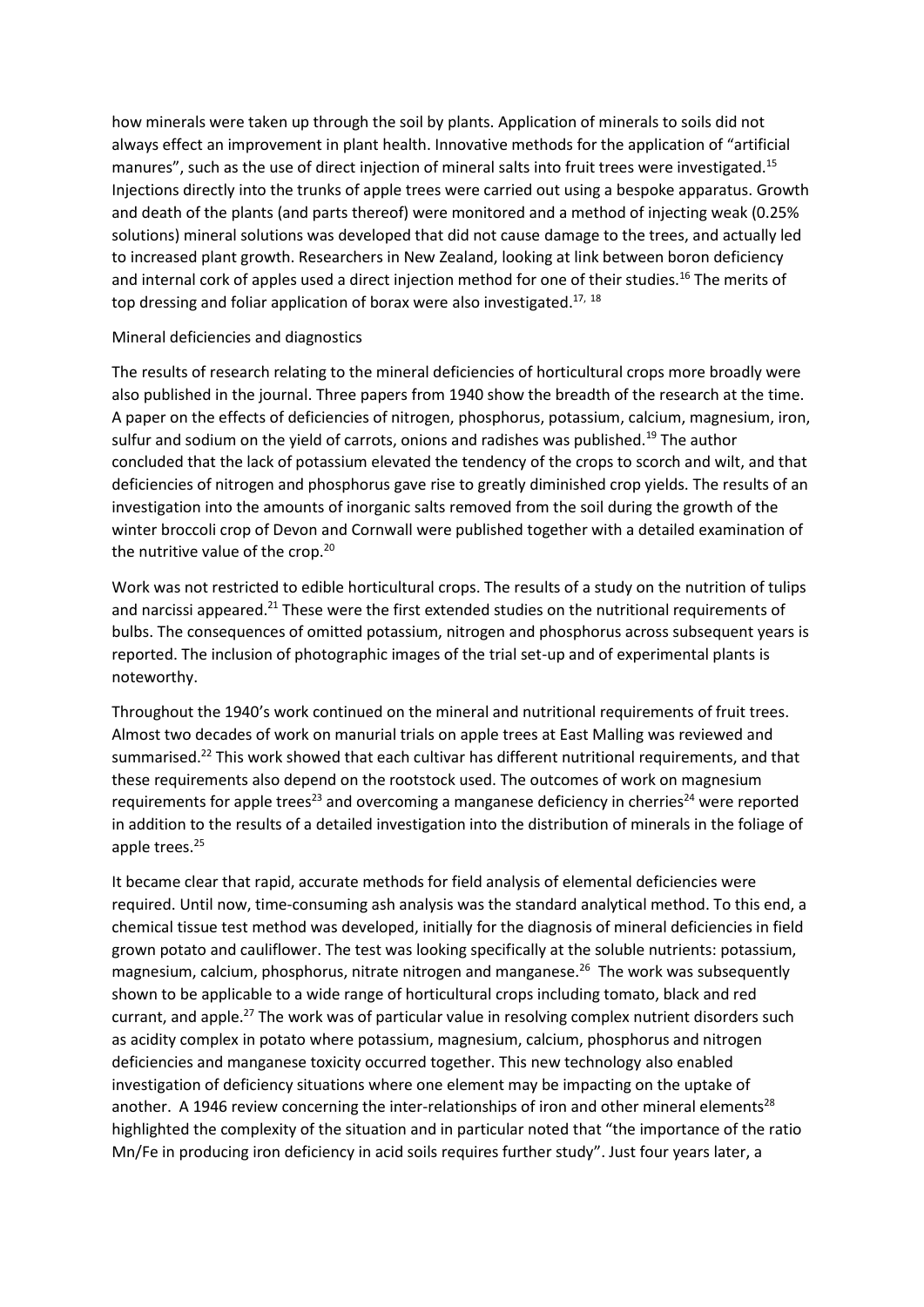how minerals were taken up through the soil by plants. Application of minerals to soils did not always effect an improvement in plant health. Innovative methods for the application of "artificial manures", such as the use of direct injection of mineral salts into fruit trees were investigated.[15] Injections directly into the trunks of apple trees were carried out using a bespoke apparatus. Growth and death of the plants (and parts thereof) were monitored and a method of injecting weak (0.25% solutions) mineral solutions was developed that did not cause damage to the trees, and actually led to increased plant growth. Researchers in New Zealand, looking at link between boron deficiency and internal cork of apples used a direct injection method for one of their studies.[16] The merits of top dressing and foliar application of borax were also investigated.[17, 18]

## Mineral deficiencies and diagnostics

The results of research relating to the mineral deficiencies of horticultural crops more broadly were also published in the journal. Three papers from 1940 show the breadth of the research at the time. A paper on the effects of deficiencies of nitrogen, phosphorus, potassium, calcium, magnesium, iron, sulfur and sodium on the yield of carrots, onions and radishes was published.[19] The author concluded that the lack of potassium elevated the tendency of the crops to scorch and wilt, and that deficiencies of nitrogen and phosphorus gave rise to greatly diminished crop yields. The results of an investigation into the amounts of inorganic salts removed from the soil during the growth of the winter broccoli crop of Devon and Cornwall were published together with a detailed examination of the nutritive value of the crop.[20]

Work was not restricted to edible horticultural crops. The results of a study on the nutrition of tulips and narcissi appeared.[21] These were the first extended studies on the nutritional requirements of bulbs. The consequences of omitted potassium, nitrogen and phosphorus across subsequent years is reported. The inclusion of photographic images of the trial set-up and of experimental plants is noteworthy.

Throughout the 1940's work continued on the mineral and nutritional requirements of fruit trees. Almost two decades of work on manurial trials on apple trees at East Malling was reviewed and summarised.[22] This work showed that each cultivar has different nutritional requirements, and that these requirements also depend on the rootstock used. The outcomes of work on magnesium requirements for apple trees[23] and overcoming a manganese deficiency in cherries[24] were reported in addition to the results of a detailed investigation into the distribution of minerals in the foliage of apple trees.[25]

It became clear that rapid, accurate methods for field analysis of elemental deficiencies were required. Until now, time-consuming ash analysis was the standard analytical method. To this end, a chemical tissue test method was developed, initially for the diagnosis of mineral deficiencies in field grown potato and cauliflower. The test was looking specifically at the soluble nutrients: potassium, magnesium, calcium, phosphorus, nitrate nitrogen and manganese.[26] The work was subsequently shown to be applicable to a wide range of horticultural crops including tomato, black and red currant, and apple.[27] The work was of particular value in resolving complex nutrient disorders such as acidity complex in potato where potassium, magnesium, calcium, phosphorus and nitrogen deficiencies and manganese toxicity occurred together. This new technology also enabled investigation of deficiency situations where one element may be impacting on the uptake of another. A 1946 review concerning the inter-relationships of iron and other mineral elements[28] highlighted the complexity of the situation and in particular noted that "the importance of the ratio Mn/Fe in producing iron deficiency in acid soils requires further study". Just four years later, a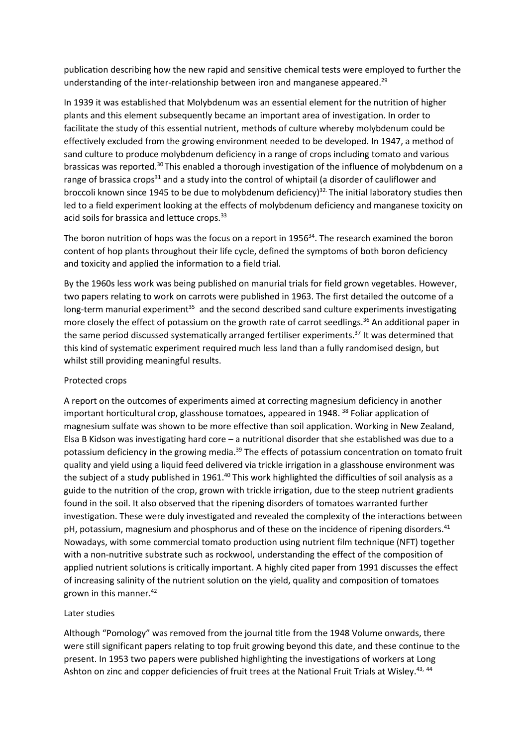publication describing how the new rapid and sensitive chemical tests were employed to further the understanding of the inter-relationship between iron and manganese appeared.[29]

In 1939 it was established that Molybdenum was an essential element for the nutrition of higher plants and this element subsequently became an important area of investigation. In order to facilitate the study of this essential nutrient, methods of culture whereby molybdenum could be effectively excluded from the growing environment needed to be developed. In 1947, a method of sand culture to produce molybdenum deficiency in a range of crops including tomato and various brassicas was reported.[30] This enabled a thorough investigation of the influence of molybdenum on a range of brassica crops[31] and a study into the control of whiptail (a disorder of cauliflower and broccoli known since 1945 to be due to molybdenum deficiency)[32]. The initial laboratory studies then led to a field experiment looking at the effects of molybdenum deficiency and manganese toxicity on acid soils for brassica and lettuce crops.[33]

The boron nutrition of hops was the focus on a report in 1956[34]. The research examined the boron content of hop plants throughout their life cycle, defined the symptoms of both boron deficiency and toxicity and applied the information to a field trial.

By the 1960s less work was being published on manurial trials for field grown vegetables. However, two papers relating to work on carrots were published in 1963. The first detailed the outcome of a long-term manurial experiment[35] and the second described sand culture experiments investigating more closely the effect of potassium on the growth rate of carrot seedlings.[36] An additional paper in the same period discussed systematically arranged fertiliser experiments.[37] It was determined that this kind of systematic experiment required much less land than a fully randomised design, but whilst still providing meaningful results.

Protected crops

A report on the outcomes of experiments aimed at correcting magnesium deficiency in another important horticultural crop, glasshouse tomatoes, appeared in 1948. [38] Foliar application of magnesium sulfate was shown to be more effective than soil application. Working in New Zealand, Elsa B Kidson was investigating hard core – a nutritional disorder that she established was due to a potassium deficiency in the growing media.[39] The effects of potassium concentration on tomato fruit quality and yield using a liquid feed delivered via trickle irrigation in a glasshouse environment was the subject of a study published in 1961.[40] This work highlighted the difficulties of soil analysis as a guide to the nutrition of the crop, grown with trickle irrigation, due to the steep nutrient gradients found in the soil. It also observed that the ripening disorders of tomatoes warranted further investigation. These were duly investigated and revealed the complexity of the interactions between pH, potassium, magnesium and phosphorus and of these on the incidence of ripening disorders.[41] Nowadays, with some commercial tomato production using nutrient film technique (NFT) together with a non-nutritive substrate such as rockwool, understanding the effect of the composition of applied nutrient solutions is critically important. A highly cited paper from 1991 discusses the effect of increasing salinity of the nutrient solution on the yield, quality and composition of tomatoes grown in this manner.[42]

Later studies

Although "Pomology" was removed from the journal title from the 1948 Volume onwards, there were still significant papers relating to top fruit growing beyond this date, and these continue to the present. In 1953 two papers were published highlighting the investigations of workers at Long Ashton on zinc and copper deficiencies of fruit trees at the National Fruit Trials at Wisley.[43, 44]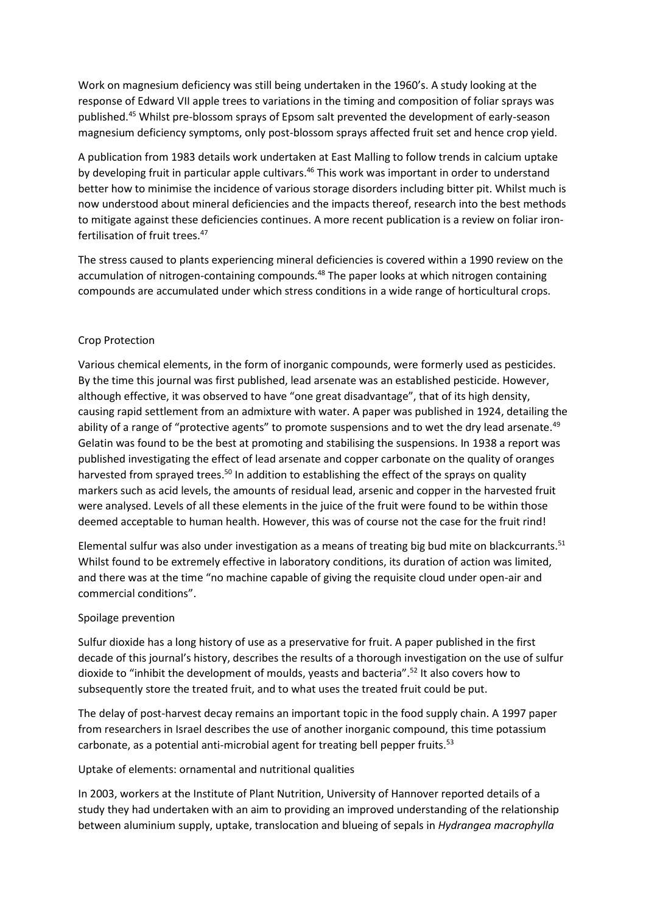Work on magnesium deficiency was still being undertaken in the 1960's. A study looking at the response of Edward VII apple trees to variations in the timing and composition of foliar sprays was published.[45] Whilst pre-blossom sprays of Epsom salt prevented the development of early-season magnesium deficiency symptoms, only post-blossom sprays affected fruit set and hence crop yield.

A publication from 1983 details work undertaken at East Malling to follow trends in calcium uptake by developing fruit in particular apple cultivars.[46] This work was important in order to understand better how to minimise the incidence of various storage disorders including bitter pit. Whilst much is now understood about mineral deficiencies and the impacts thereof, research into the best methods to mitigate against these deficiencies continues. A more recent publication is a review on foliar iron-fertilisation of fruit trees.[47]

The stress caused to plants experiencing mineral deficiencies is covered within a 1990 review on the accumulation of nitrogen-containing compounds.[48] The paper looks at which nitrogen containing compounds are accumulated under which stress conditions in a wide range of horticultural crops.

## Crop Protection

Various chemical elements, in the form of inorganic compounds, were formerly used as pesticides. By the time this journal was first published, lead arsenate was an established pesticide. However, although effective, it was observed to have "one great disadvantage", that of its high density, causing rapid settlement from an admixture with water. A paper was published in 1924, detailing the ability of a range of "protective agents" to promote suspensions and to wet the dry lead arsenate.[49] Gelatin was found to be the best at promoting and stabilising the suspensions. In 1938 a report was published investigating the effect of lead arsenate and copper carbonate on the quality of oranges harvested from sprayed trees.[50] In addition to establishing the effect of the sprays on quality markers such as acid levels, the amounts of residual lead, arsenic and copper in the harvested fruit were analysed. Levels of all these elements in the juice of the fruit were found to be within those deemed acceptable to human health. However, this was of course not the case for the fruit rind!

Elemental sulfur was also under investigation as a means of treating big bud mite on blackcurrants.[51] Whilst found to be extremely effective in laboratory conditions, its duration of action was limited, and there was at the time "no machine capable of giving the requisite cloud under open-air and commercial conditions".

### Spoilage prevention

Sulfur dioxide has a long history of use as a preservative for fruit. A paper published in the first decade of this journal's history, describes the results of a thorough investigation on the use of sulfur dioxide to "inhibit the development of moulds, yeasts and bacteria".[52] It also covers how to subsequently store the treated fruit, and to what uses the treated fruit could be put.

The delay of post-harvest decay remains an important topic in the food supply chain. A 1997 paper from researchers in Israel describes the use of another inorganic compound, this time potassium carbonate, as a potential anti-microbial agent for treating bell pepper fruits.[53]

### Uptake of elements: ornamental and nutritional qualities

In 2003, workers at the Institute of Plant Nutrition, University of Hannover reported details of a study they had undertaken with an aim to providing an improved understanding of the relationship between aluminium supply, uptake, translocation and blueing of sepals in *Hydrangea macrophylla*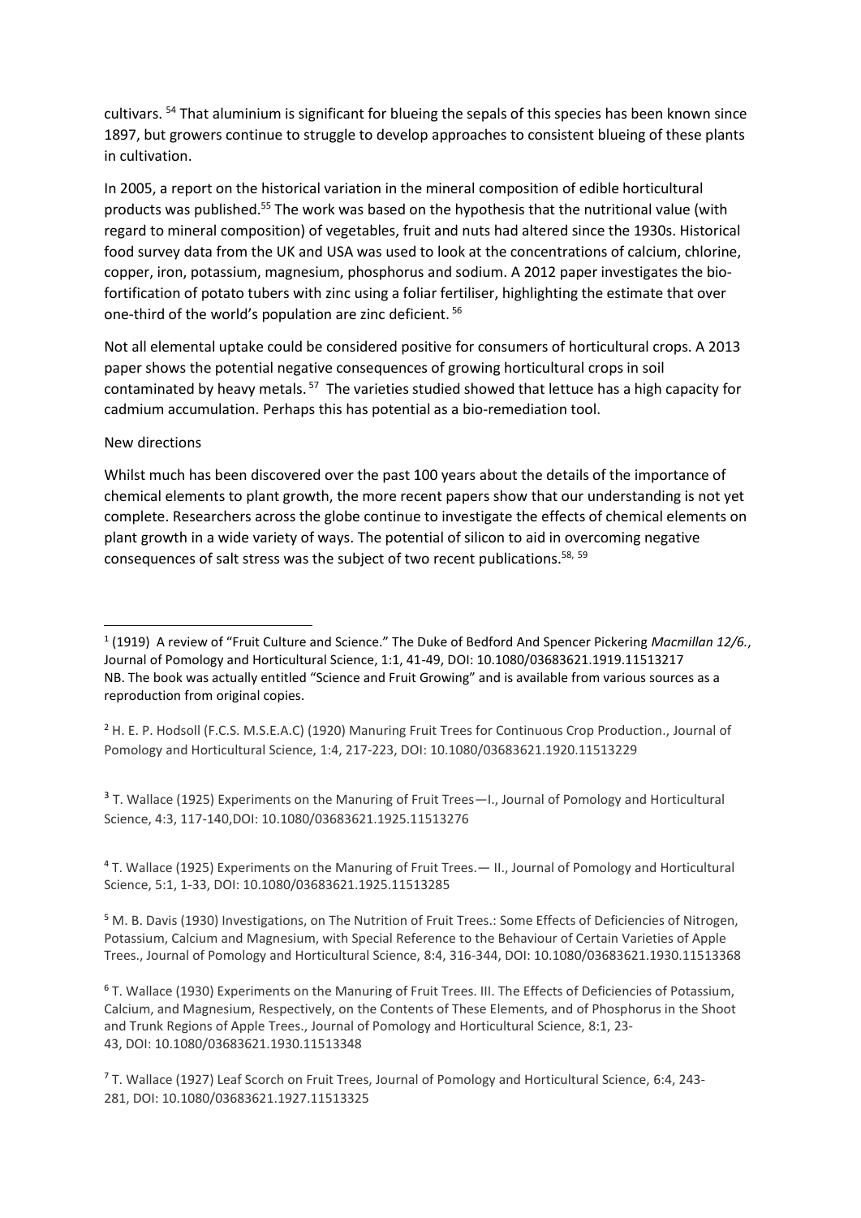cultivars. [54] That aluminium is significant for blueing the sepals of this species has been known since 1897, but growers continue to struggle to develop approaches to consistent blueing of these plants in cultivation.

In 2005, a report on the historical variation in the mineral composition of edible horticultural products was published.[55] The work was based on the hypothesis that the nutritional value (with regard to mineral composition) of vegetables, fruit and nuts had altered since the 1930s. Historical food survey data from the UK and USA was used to look at the concentrations of calcium, chlorine, copper, iron, potassium, magnesium, phosphorus and sodium. A 2012 paper investigates the bio-fortification of potato tubers with zinc using a foliar fertiliser, highlighting the estimate that over one-third of the world's population are zinc deficient. [56]

Not all elemental uptake could be considered positive for consumers of horticultural crops. A 2013 paper shows the potential negative consequences of growing horticultural crops in soil contaminated by heavy metals. [57] The varieties studied showed that lettuce has a high capacity for cadmium accumulation. Perhaps this has potential as a bio-remediation tool.

New directions

Whilst much has been discovered over the past 100 years about the details of the importance of chemical elements to plant growth, the more recent papers show that our understanding is not yet complete. Researchers across the globe continue to investigate the effects of chemical elements on plant growth in a wide variety of ways. The potential of silicon to aid in overcoming negative consequences of salt stress was the subject of two recent publications.[58, 59]

---

[1] (1919) A review of "Fruit Culture and Science." The Duke of Bedford And Spencer Pickering *Macmillan 12/6.*, Journal of Pomology and Horticultural Science, 1:1, 41-49, DOI: 10.1080/03683621.1919.11513217
NB. The book was actually entitled "Science and Fruit Growing" and is available from various sources as a reproduction from original copies.

[2] H. E. P. Hodsoll (F.C.S. M.S.E.A.C) (1920) Manuring Fruit Trees for Continuous Crop Production., Journal of Pomology and Horticultural Science, 1:4, 217-223, DOI: 10.1080/03683621.1920.11513229

[3] T. Wallace (1925) Experiments on the Manuring of Fruit Trees—I., Journal of Pomology and Horticultural Science, 4:3, 117-140,DOI: 10.1080/03683621.1925.11513276

[4] T. Wallace (1925) Experiments on the Manuring of Fruit Trees.— II., Journal of Pomology and Horticultural Science, 5:1, 1-33, DOI: 10.1080/03683621.1925.11513285

[5] M. B. Davis (1930) Investigations, on The Nutrition of Fruit Trees.: Some Effects of Deficiencies of Nitrogen, Potassium, Calcium and Magnesium, with Special Reference to the Behaviour of Certain Varieties of Apple Trees., Journal of Pomology and Horticultural Science, 8:4, 316-344, DOI: 10.1080/03683621.1930.11513368

[6] T. Wallace (1930) Experiments on the Manuring of Fruit Trees. III. The Effects of Deficiencies of Potassium, Calcium, and Magnesium, Respectively, on the Contents of These Elements, and of Phosphorus in the Shoot and Trunk Regions of Apple Trees., Journal of Pomology and Horticultural Science, 8:1, 23-43, DOI: 10.1080/03683621.1930.11513348

[7] T. Wallace (1927) Leaf Scorch on Fruit Trees, Journal of Pomology and Horticultural Science, 6:4, 243-281, DOI: 10.1080/03683621.1927.11513325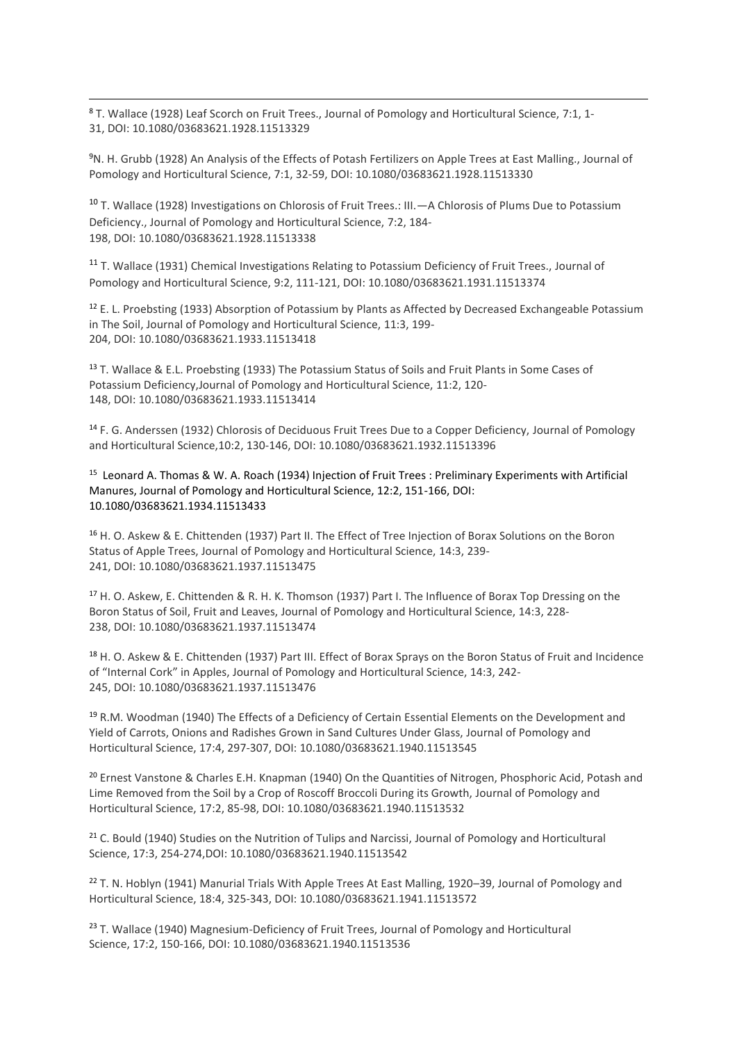[8] T. Wallace (1928) Leaf Scorch on Fruit Trees., Journal of Pomology and Horticultural Science, 7:1, 1-31, DOI: 10.1080/03683621.1928.11513329

[9]N. H. Grubb (1928) An Analysis of the Effects of Potash Fertilizers on Apple Trees at East Malling., Journal of Pomology and Horticultural Science, 7:1, 32-59, DOI: 10.1080/03683621.1928.11513330

[10] T. Wallace (1928) Investigations on Chlorosis of Fruit Trees.: III.—A Chlorosis of Plums Due to Potassium Deficiency., Journal of Pomology and Horticultural Science, 7:2, 184-198, DOI: 10.1080/03683621.1928.11513338

[11] T. Wallace (1931) Chemical Investigations Relating to Potassium Deficiency of Fruit Trees., Journal of Pomology and Horticultural Science, 9:2, 111-121, DOI: 10.1080/03683621.1931.11513374

[12] E. L. Proebsting (1933) Absorption of Potassium by Plants as Affected by Decreased Exchangeable Potassium in The Soil, Journal of Pomology and Horticultural Science, 11:3, 199-204, DOI: 10.1080/03683621.1933.11513418

[13] T. Wallace & E.L. Proebsting (1933) The Potassium Status of Soils and Fruit Plants in Some Cases of Potassium Deficiency,Journal of Pomology and Horticultural Science, 11:2, 120-148, DOI: 10.1080/03683621.1933.11513414

[14] F. G. Anderssen (1932) Chlorosis of Deciduous Fruit Trees Due to a Copper Deficiency, Journal of Pomology and Horticultural Science,10:2, 130-146, DOI: 10.1080/03683621.1932.11513396

[15] Leonard A. Thomas & W. A. Roach (1934) Injection of Fruit Trees : Preliminary Experiments with Artificial Manures, Journal of Pomology and Horticultural Science, 12:2, 151-166, DOI: 10.1080/03683621.1934.11513433

[16] H. O. Askew & E. Chittenden (1937) Part II. The Effect of Tree Injection of Borax Solutions on the Boron Status of Apple Trees, Journal of Pomology and Horticultural Science, 14:3, 239-241, DOI: 10.1080/03683621.1937.11513475

[17] H. O. Askew, E. Chittenden & R. H. K. Thomson (1937) Part I. The Influence of Borax Top Dressing on the Boron Status of Soil, Fruit and Leaves, Journal of Pomology and Horticultural Science, 14:3, 228-238, DOI: 10.1080/03683621.1937.11513474

[18] H. O. Askew & E. Chittenden (1937) Part III. Effect of Borax Sprays on the Boron Status of Fruit and Incidence of "Internal Cork" in Apples, Journal of Pomology and Horticultural Science, 14:3, 242-245, DOI: 10.1080/03683621.1937.11513476

[19] R.M. Woodman (1940) The Effects of a Deficiency of Certain Essential Elements on the Development and Yield of Carrots, Onions and Radishes Grown in Sand Cultures Under Glass, Journal of Pomology and Horticultural Science, 17:4, 297-307, DOI: 10.1080/03683621.1940.11513545

[20] Ernest Vanstone & Charles E.H. Knapman (1940) On the Quantities of Nitrogen, Phosphoric Acid, Potash and Lime Removed from the Soil by a Crop of Roscoff Broccoli During its Growth, Journal of Pomology and Horticultural Science, 17:2, 85-98, DOI: 10.1080/03683621.1940.11513532

[21] C. Bould (1940) Studies on the Nutrition of Tulips and Narcissi, Journal of Pomology and Horticultural Science, 17:3, 254-274,DOI: 10.1080/03683621.1940.11513542

[22] T. N. Hoblyn (1941) Manurial Trials With Apple Trees At East Malling, 1920–39, Journal of Pomology and Horticultural Science, 18:4, 325-343, DOI: 10.1080/03683621.1941.11513572

[23] T. Wallace (1940) Magnesium-Deficiency of Fruit Trees, Journal of Pomology and Horticultural Science, 17:2, 150-166, DOI: 10.1080/03683621.1940.11513536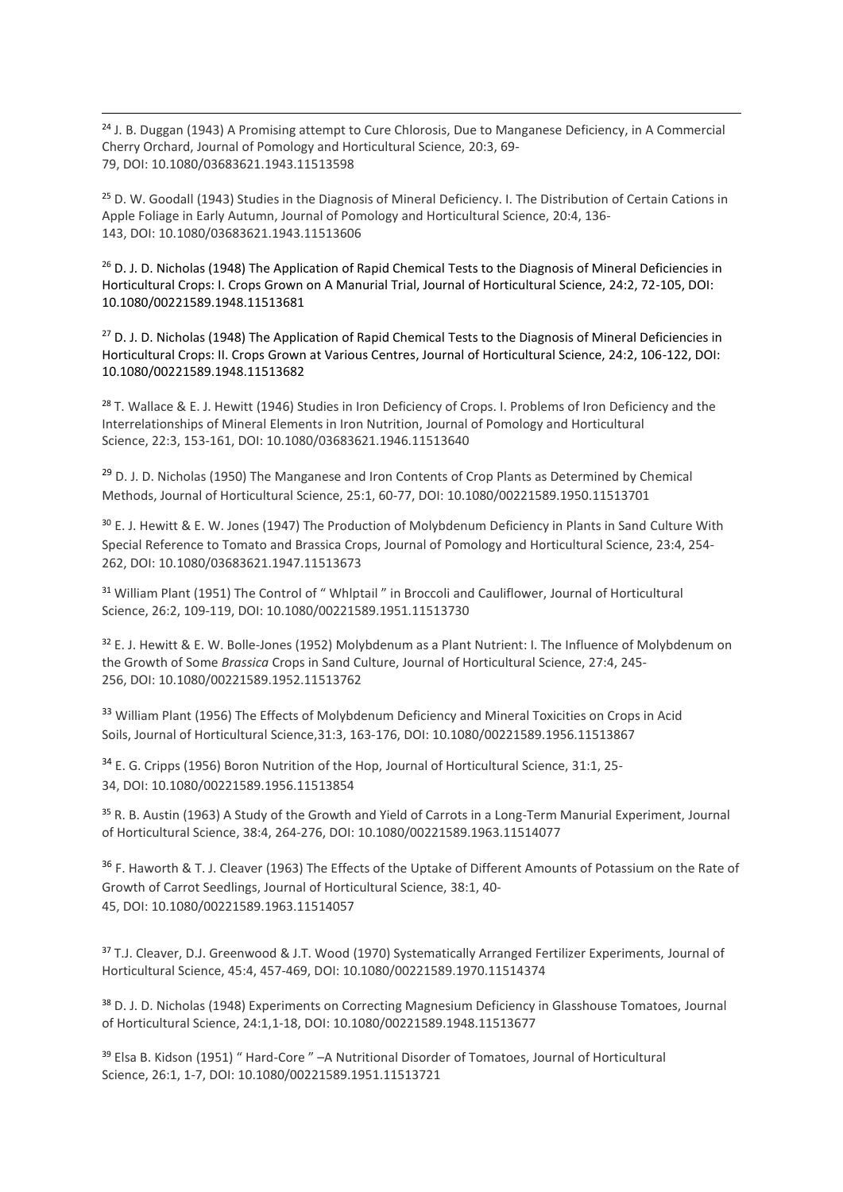[24] J. B. Duggan (1943) A Promising attempt to Cure Chlorosis, Due to Manganese Deficiency, in A Commercial Cherry Orchard, Journal of Pomology and Horticultural Science, 20:3, 69-79, DOI: 10.1080/03683621.1943.11513598

[25] D. W. Goodall (1943) Studies in the Diagnosis of Mineral Deficiency. I. The Distribution of Certain Cations in Apple Foliage in Early Autumn, Journal of Pomology and Horticultural Science, 20:4, 136-143, DOI: 10.1080/03683621.1943.11513606

[26] D. J. D. Nicholas (1948) The Application of Rapid Chemical Tests to the Diagnosis of Mineral Deficiencies in Horticultural Crops: I. Crops Grown on A Manurial Trial, Journal of Horticultural Science, 24:2, 72-105, DOI: 10.1080/00221589.1948.11513681

[27] D. J. D. Nicholas (1948) The Application of Rapid Chemical Tests to the Diagnosis of Mineral Deficiencies in Horticultural Crops: II. Crops Grown at Various Centres, Journal of Horticultural Science, 24:2, 106-122, DOI: 10.1080/00221589.1948.11513682

[28] T. Wallace & E. J. Hewitt (1946) Studies in Iron Deficiency of Crops. I. Problems of Iron Deficiency and the Interrelationships of Mineral Elements in Iron Nutrition, Journal of Pomology and Horticultural Science, 22:3, 153-161, DOI: 10.1080/03683621.1946.11513640

[29] D. J. D. Nicholas (1950) The Manganese and Iron Contents of Crop Plants as Determined by Chemical Methods, Journal of Horticultural Science, 25:1, 60-77, DOI: 10.1080/00221589.1950.11513701

[30] E. J. Hewitt & E. W. Jones (1947) The Production of Molybdenum Deficiency in Plants in Sand Culture With Special Reference to Tomato and Brassica Crops, Journal of Pomology and Horticultural Science, 23:4, 254-262, DOI: 10.1080/03683621.1947.11513673

[31] William Plant (1951) The Control of " Whlptail " in Broccoli and Cauliflower, Journal of Horticultural Science, 26:2, 109-119, DOI: 10.1080/00221589.1951.11513730

[32] E. J. Hewitt & E. W. Bolle-Jones (1952) Molybdenum as a Plant Nutrient: I. The Influence of Molybdenum on the Growth of Some *Brassica* Crops in Sand Culture, Journal of Horticultural Science, 27:4, 245-256, DOI: 10.1080/00221589.1952.11513762

[33] William Plant (1956) The Effects of Molybdenum Deficiency and Mineral Toxicities on Crops in Acid Soils, Journal of Horticultural Science,31:3, 163-176, DOI: 10.1080/00221589.1956.11513867

[34] E. G. Cripps (1956) Boron Nutrition of the Hop, Journal of Horticultural Science, 31:1, 25-34, DOI: 10.1080/00221589.1956.11513854

[35] R. B. Austin (1963) A Study of the Growth and Yield of Carrots in a Long-Term Manurial Experiment, Journal of Horticultural Science, 38:4, 264-276, DOI: 10.1080/00221589.1963.11514077

[36] F. Haworth & T. J. Cleaver (1963) The Effects of the Uptake of Different Amounts of Potassium on the Rate of Growth of Carrot Seedlings, Journal of Horticultural Science, 38:1, 40-45, DOI: 10.1080/00221589.1963.11514057

[37] T.J. Cleaver, D.J. Greenwood & J.T. Wood (1970) Systematically Arranged Fertilizer Experiments, Journal of Horticultural Science, 45:4, 457-469, DOI: 10.1080/00221589.1970.11514374

[38] D. J. D. Nicholas (1948) Experiments on Correcting Magnesium Deficiency in Glasshouse Tomatoes, Journal of Horticultural Science, 24:1,1-18, DOI: 10.1080/00221589.1948.11513677

[39] Elsa B. Kidson (1951) " Hard-Core " –A Nutritional Disorder of Tomatoes, Journal of Horticultural Science, 26:1, 1-7, DOI: 10.1080/00221589.1951.11513721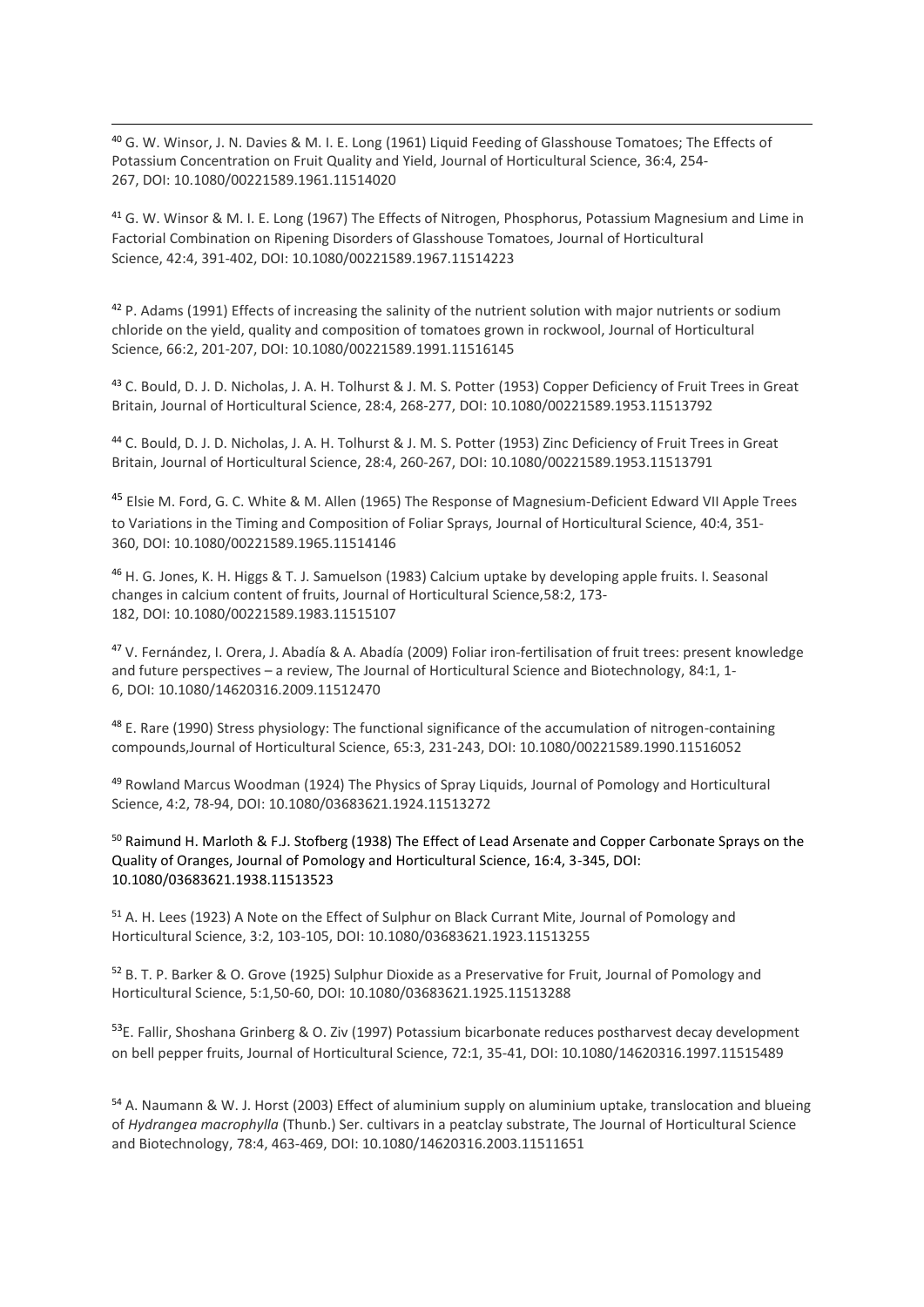[40] G. W. Winsor, J. N. Davies & M. I. E. Long (1961) Liquid Feeding of Glasshouse Tomatoes; The Effects of Potassium Concentration on Fruit Quality and Yield, Journal of Horticultural Science, 36:4, 254-267, DOI: 10.1080/00221589.1961.11514020

[41] G. W. Winsor & M. I. E. Long (1967) The Effects of Nitrogen, Phosphorus, Potassium Magnesium and Lime in Factorial Combination on Ripening Disorders of Glasshouse Tomatoes, Journal of Horticultural Science, 42:4, 391-402, DOI: 10.1080/00221589.1967.11514223

[42] P. Adams (1991) Effects of increasing the salinity of the nutrient solution with major nutrients or sodium chloride on the yield, quality and composition of tomatoes grown in rockwool, Journal of Horticultural Science, 66:2, 201-207, DOI: 10.1080/00221589.1991.11516145

[43] C. Bould, D. J. D. Nicholas, J. A. H. Tolhurst & J. M. S. Potter (1953) Copper Deficiency of Fruit Trees in Great Britain, Journal of Horticultural Science, 28:4, 268-277, DOI: 10.1080/00221589.1953.11513792

[44] C. Bould, D. J. D. Nicholas, J. A. H. Tolhurst & J. M. S. Potter (1953) Zinc Deficiency of Fruit Trees in Great Britain, Journal of Horticultural Science, 28:4, 260-267, DOI: 10.1080/00221589.1953.11513791

[45] Elsie M. Ford, G. C. White & M. Allen (1965) The Response of Magnesium-Deficient Edward VII Apple Trees to Variations in the Timing and Composition of Foliar Sprays, Journal of Horticultural Science, 40:4, 351-360, DOI: 10.1080/00221589.1965.11514146

[46] H. G. Jones, K. H. Higgs & T. J. Samuelson (1983) Calcium uptake by developing apple fruits. I. Seasonal changes in calcium content of fruits, Journal of Horticultural Science,58:2, 173-182, DOI: 10.1080/00221589.1983.11515107

[47] V. Fernández, I. Orera, J. Abadía & A. Abadía (2009) Foliar iron-fertilisation of fruit trees: present knowledge and future perspectives – a review, The Journal of Horticultural Science and Biotechnology, 84:1, 1-6, DOI: 10.1080/14620316.2009.11512470

[48] E. Rare (1990) Stress physiology: The functional significance of the accumulation of nitrogen-containing compounds,Journal of Horticultural Science, 65:3, 231-243, DOI: 10.1080/00221589.1990.11516052

[49] Rowland Marcus Woodman (1924) The Physics of Spray Liquids, Journal of Pomology and Horticultural Science, 4:2, 78-94, DOI: 10.1080/03683621.1924.11513272

[50] Raimund H. Marloth & F.J. Stofberg (1938) The Effect of Lead Arsenate and Copper Carbonate Sprays on the Quality of Oranges, Journal of Pomology and Horticultural Science, 16:4, 3-345, DOI: 10.1080/03683621.1938.11513523

[51] A. H. Lees (1923) A Note on the Effect of Sulphur on Black Currant Mite, Journal of Pomology and Horticultural Science, 3:2, 103-105, DOI: 10.1080/03683621.1923.11513255

[52] B. T. P. Barker & O. Grove (1925) Sulphur Dioxide as a Preservative for Fruit, Journal of Pomology and Horticultural Science, 5:1,50-60, DOI: 10.1080/03683621.1925.11513288

[53] E. Fallir, Shoshana Grinberg & O. Ziv (1997) Potassium bicarbonate reduces postharvest decay development on bell pepper fruits, Journal of Horticultural Science, 72:1, 35-41, DOI: 10.1080/14620316.1997.11515489

[54] A. Naumann & W. J. Horst (2003) Effect of aluminium supply on aluminium uptake, translocation and blueing of *Hydrangea macrophylla* (Thunb.) Ser. cultivars in a peatclay substrate, The Journal of Horticultural Science and Biotechnology, 78:4, 463-469, DOI: 10.1080/14620316.2003.11511651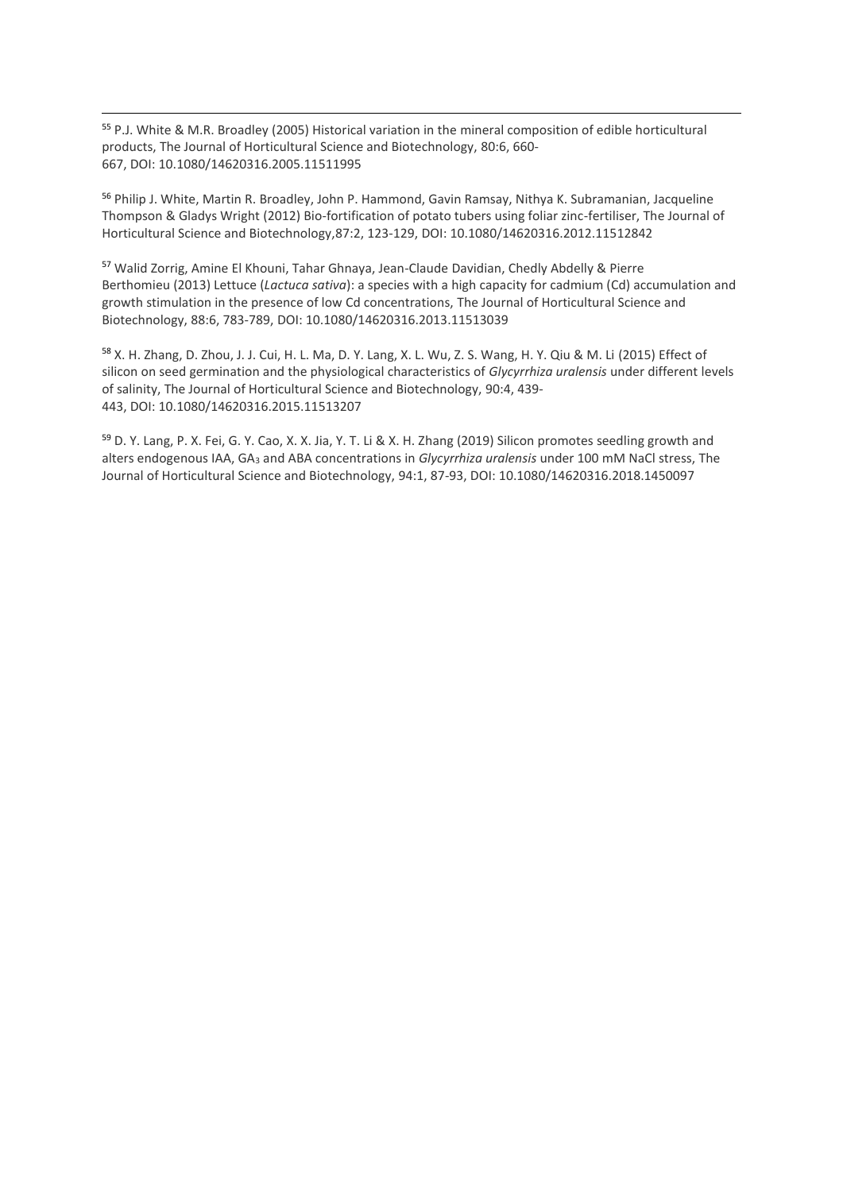[55] P.J. White & M.R. Broadley (2005) Historical variation in the mineral composition of edible horticultural products, The Journal of Horticultural Science and Biotechnology, 80:6, 660-667, DOI: 10.1080/14620316.2005.11511995

[56] Philip J. White, Martin R. Broadley, John P. Hammond, Gavin Ramsay, Nithya K. Subramanian, Jacqueline Thompson & Gladys Wright (2012) Bio-fortification of potato tubers using foliar zinc-fertiliser, The Journal of Horticultural Science and Biotechnology,87:2, 123-129, DOI: 10.1080/14620316.2012.11512842

[57] Walid Zorrig, Amine El Khouni, Tahar Ghnaya, Jean-Claude Davidian, Chedly Abdelly & Pierre Berthomieu (2013) Lettuce (*Lactuca sativa*): a species with a high capacity for cadmium (Cd) accumulation and growth stimulation in the presence of low Cd concentrations, The Journal of Horticultural Science and Biotechnology, 88:6, 783-789, DOI: 10.1080/14620316.2013.11513039

[58] X. H. Zhang, D. Zhou, J. J. Cui, H. L. Ma, D. Y. Lang, X. L. Wu, Z. S. Wang, H. Y. Qiu & M. Li (2015) Effect of silicon on seed germination and the physiological characteristics of *Glycyrrhiza uralensis* under different levels of salinity, The Journal of Horticultural Science and Biotechnology, 90:4, 439-443, DOI: 10.1080/14620316.2015.11513207

[59] D. Y. Lang, P. X. Fei, G. Y. Cao, X. X. Jia, Y. T. Li & X. H. Zhang (2019) Silicon promotes seedling growth and alters endogenous IAA, $GA_3$ and ABA concentrations in *Glycyrrhiza uralensis* under 100 mM NaCl stress, The Journal of Horticultural Science and Biotechnology, 94:1, 87-93, DOI: 10.1080/14620316.2018.1450097